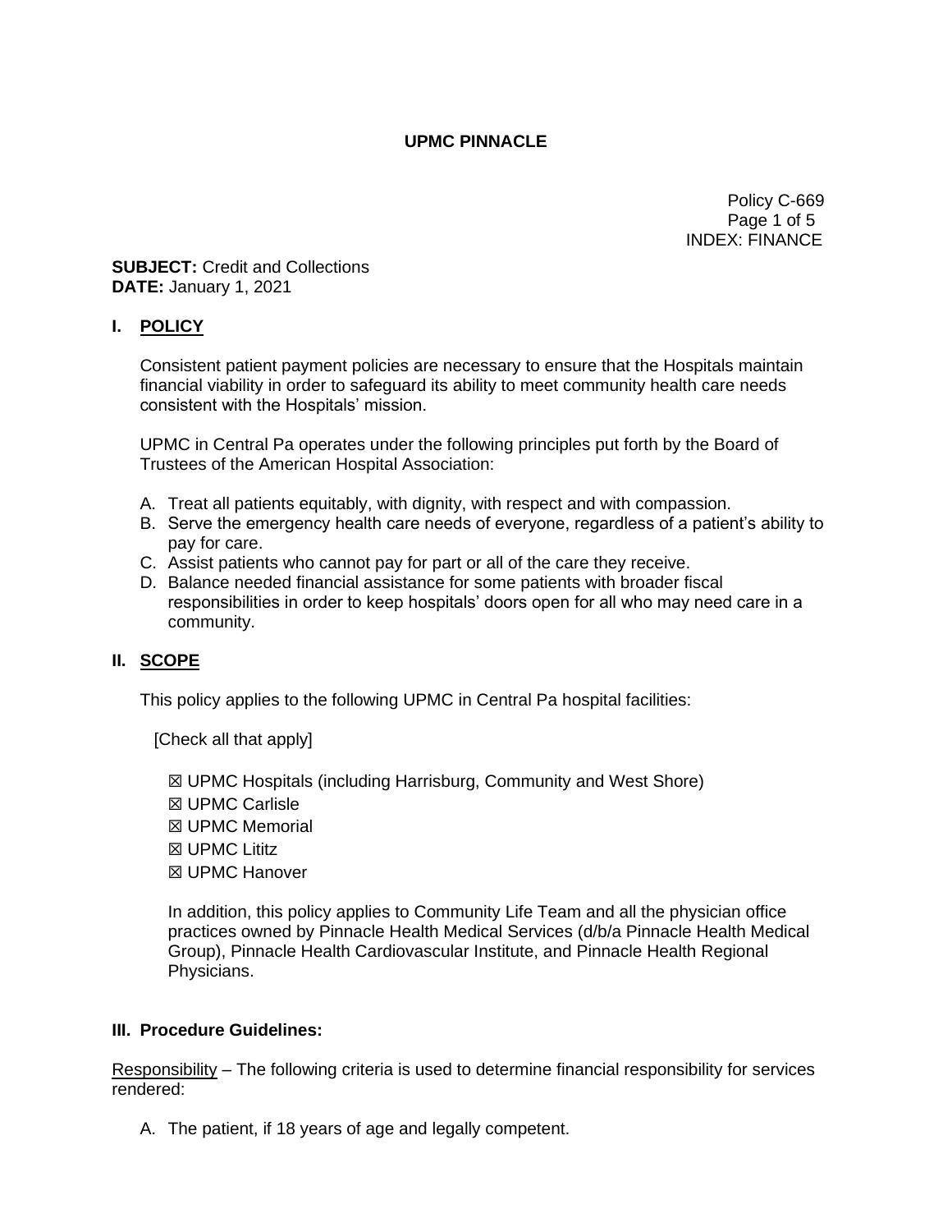**UPMC PINNACLE**

Policy C-669
INDEX: FINANCE

**SUBJECT:** Credit and Collections
**DATE:** January 1, 2021

## I. POLICY

Consistent patient payment policies are necessary to ensure that the Hospitals maintain financial viability in order to safeguard its ability to meet community health care needs consistent with the Hospitals' mission.

UPMC in Central Pa operates under the following principles put forth by the Board of Trustees of the American Hospital Association:

A. Treat all patients equitably, with dignity, with respect and with compassion.
B. Serve the emergency health care needs of everyone, regardless of a patient's ability to pay for care.
C. Assist patients who cannot pay for part or all of the care they receive.
D. Balance needed financial assistance for some patients with broader fiscal responsibilities in order to keep hospitals' doors open for all who may need care in a community.

## II. SCOPE

This policy applies to the following UPMC in Central Pa hospital facilities:

[Check all that apply]

☒ UPMC Hospitals (including Harrisburg, Community and West Shore)
☒ UPMC Carlisle
☒ UPMC Memorial
☒ UPMC Lititz
☒ UPMC Hanover

In addition, this policy applies to Community Life Team and all the physician office practices owned by Pinnacle Health Medical Services (d/b/a Pinnacle Health Medical Group), Pinnacle Health Cardiovascular Institute, and Pinnacle Health Regional Physicians.

## III. Procedure Guidelines:

Responsibility – The following criteria is used to determine financial responsibility for services rendered:

A. The patient, if 18 years of age and legally competent.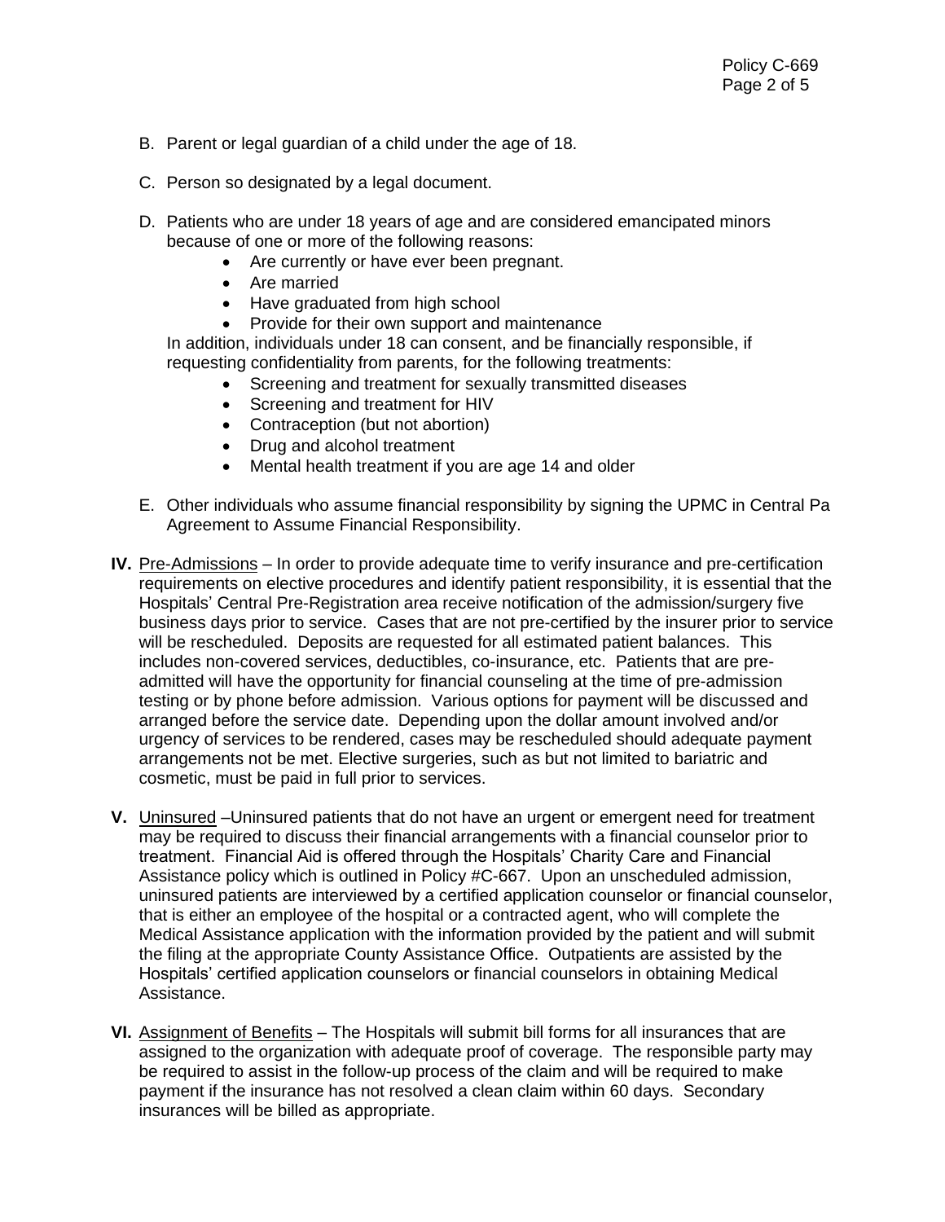B. Parent or legal guardian of a child under the age of 18.

C. Person so designated by a legal document.

D. Patients who are under 18 years of age and are considered emancipated minors because of one or more of the following reasons:
   - Are currently or have ever been pregnant.
   - Are married
   - Have graduated from high school
   - Provide for their own support and maintenance

   In addition, individuals under 18 can consent, and be financially responsible, if requesting confidentiality from parents, for the following treatments:
   - Screening and treatment for sexually transmitted diseases
   - Screening and treatment for HIV
   - Contraception (but not abortion)
   - Drug and alcohol treatment
   - Mental health treatment if you are age 14 and older

E. Other individuals who assume financial responsibility by signing the UPMC in Central Pa Agreement to Assume Financial Responsibility.

**IV.** Pre-Admissions – In order to provide adequate time to verify insurance and pre-certification requirements on elective procedures and identify patient responsibility, it is essential that the Hospitals' Central Pre-Registration area receive notification of the admission/surgery five business days prior to service. Cases that are not pre-certified by the insurer prior to service will be rescheduled. Deposits are requested for all estimated patient balances. This includes non-covered services, deductibles, co-insurance, etc. Patients that are pre-admitted will have the opportunity for financial counseling at the time of pre-admission testing or by phone before admission. Various options for payment will be discussed and arranged before the service date. Depending upon the dollar amount involved and/or urgency of services to be rendered, cases may be rescheduled should adequate payment arrangements not be met. Elective surgeries, such as but not limited to bariatric and cosmetic, must be paid in full prior to services.

**V.** Uninsured –Uninsured patients that do not have an urgent or emergent need for treatment may be required to discuss their financial arrangements with a financial counselor prior to treatment. Financial Aid is offered through the Hospitals' Charity Care and Financial Assistance policy which is outlined in Policy #C-667. Upon an unscheduled admission, uninsured patients are interviewed by a certified application counselor or financial counselor, that is either an employee of the hospital or a contracted agent, who will complete the Medical Assistance application with the information provided by the patient and will submit the filing at the appropriate County Assistance Office. Outpatients are assisted by the Hospitals' certified application counselors or financial counselors in obtaining Medical Assistance.

**VI.** Assignment of Benefits – The Hospitals will submit bill forms for all insurances that are assigned to the organization with adequate proof of coverage. The responsible party may be required to assist in the follow-up process of the claim and will be required to make payment if the insurance has not resolved a clean claim within 60 days. Secondary insurances will be billed as appropriate.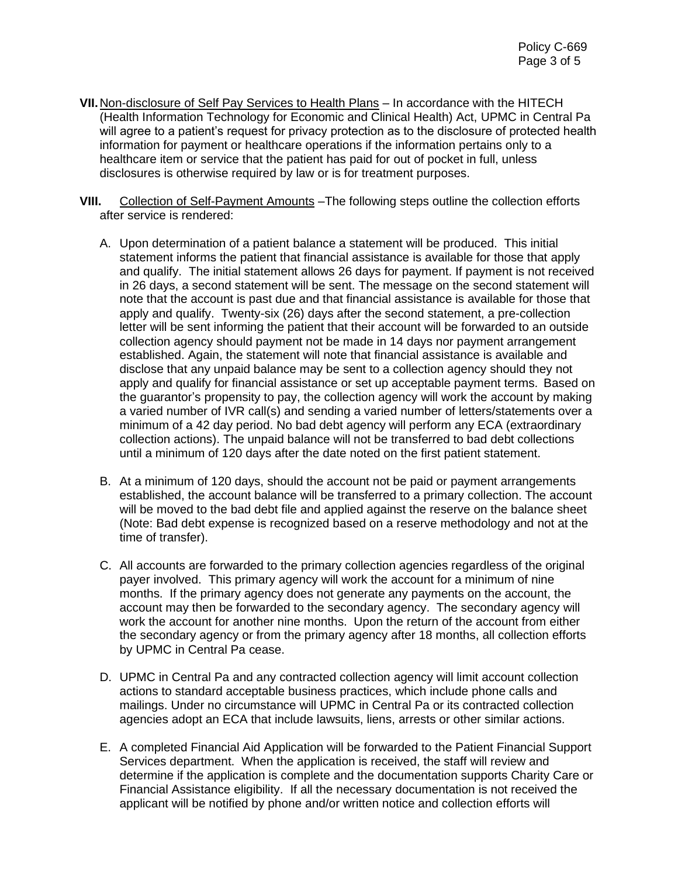**VII.** Non-disclosure of Self Pay Services to Health Plans – In accordance with the HITECH (Health Information Technology for Economic and Clinical Health) Act, UPMC in Central Pa will agree to a patient's request for privacy protection as to the disclosure of protected health information for payment or healthcare operations if the information pertains only to a healthcare item or service that the patient has paid for out of pocket in full, unless disclosures is otherwise required by law or is for treatment purposes.

**VIII.** Collection of Self-Payment Amounts –The following steps outline the collection efforts after service is rendered:

A. Upon determination of a patient balance a statement will be produced. This initial statement informs the patient that financial assistance is available for those that apply and qualify. The initial statement allows 26 days for payment. If payment is not received in 26 days, a second statement will be sent. The message on the second statement will note that the account is past due and that financial assistance is available for those that apply and qualify. Twenty-six (26) days after the second statement, a pre-collection letter will be sent informing the patient that their account will be forwarded to an outside collection agency should payment not be made in 14 days nor payment arrangement established. Again, the statement will note that financial assistance is available and disclose that any unpaid balance may be sent to a collection agency should they not apply and qualify for financial assistance or set up acceptable payment terms. Based on the guarantor's propensity to pay, the collection agency will work the account by making a varied number of IVR call(s) and sending a varied number of letters/statements over a minimum of a 42 day period. No bad debt agency will perform any ECA (extraordinary collection actions). The unpaid balance will not be transferred to bad debt collections until a minimum of 120 days after the date noted on the first patient statement.

B. At a minimum of 120 days, should the account not be paid or payment arrangements established, the account balance will be transferred to a primary collection. The account will be moved to the bad debt file and applied against the reserve on the balance sheet (Note: Bad debt expense is recognized based on a reserve methodology and not at the time of transfer).

C. All accounts are forwarded to the primary collection agencies regardless of the original payer involved. This primary agency will work the account for a minimum of nine months. If the primary agency does not generate any payments on the account, the account may then be forwarded to the secondary agency. The secondary agency will work the account for another nine months. Upon the return of the account from either the secondary agency or from the primary agency after 18 months, all collection efforts by UPMC in Central Pa cease.

D. UPMC in Central Pa and any contracted collection agency will limit account collection actions to standard acceptable business practices, which include phone calls and mailings. Under no circumstance will UPMC in Central Pa or its contracted collection agencies adopt an ECA that include lawsuits, liens, arrests or other similar actions.

E. A completed Financial Aid Application will be forwarded to the Patient Financial Support Services department. When the application is received, the staff will review and determine if the application is complete and the documentation supports Charity Care or Financial Assistance eligibility. If all the necessary documentation is not received the applicant will be notified by phone and/or written notice and collection efforts will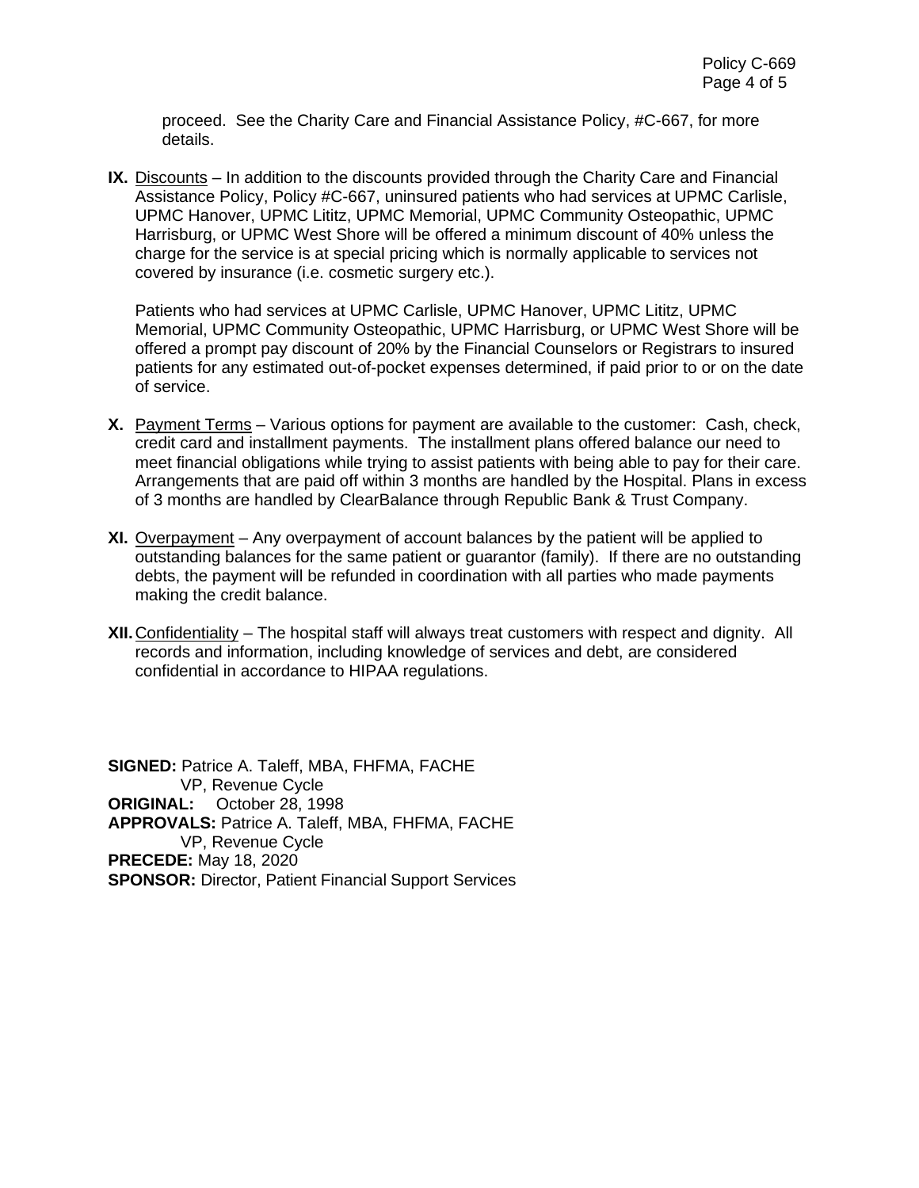proceed. See the Charity Care and Financial Assistance Policy, #C-667, for more details.

**IX.** Discounts – In addition to the discounts provided through the Charity Care and Financial Assistance Policy, Policy #C-667, uninsured patients who had services at UPMC Carlisle, UPMC Hanover, UPMC Lititz, UPMC Memorial, UPMC Community Osteopathic, UPMC Harrisburg, or UPMC West Shore will be offered a minimum discount of 40% unless the charge for the service is at special pricing which is normally applicable to services not covered by insurance (i.e. cosmetic surgery etc.).

Patients who had services at UPMC Carlisle, UPMC Hanover, UPMC Lititz, UPMC Memorial, UPMC Community Osteopathic, UPMC Harrisburg, or UPMC West Shore will be offered a prompt pay discount of 20% by the Financial Counselors or Registrars to insured patients for any estimated out-of-pocket expenses determined, if paid prior to or on the date of service.

**X.** Payment Terms – Various options for payment are available to the customer: Cash, check, credit card and installment payments. The installment plans offered balance our need to meet financial obligations while trying to assist patients with being able to pay for their care. Arrangements that are paid off within 3 months are handled by the Hospital. Plans in excess of 3 months are handled by ClearBalance through Republic Bank & Trust Company.

**XI.** Overpayment – Any overpayment of account balances by the patient will be applied to outstanding balances for the same patient or guarantor (family). If there are no outstanding debts, the payment will be refunded in coordination with all parties who made payments making the credit balance.

**XII.** Confidentiality – The hospital staff will always treat customers with respect and dignity. All records and information, including knowledge of services and debt, are considered confidential in accordance to HIPAA regulations.

**SIGNED:** Patrice A. Taleff, MBA, FHFMA, FACHE
VP, Revenue Cycle
**ORIGINAL:** October 28, 1998
**APPROVALS:** Patrice A. Taleff, MBA, FHFMA, FACHE
VP, Revenue Cycle
**PRECEDE:** May 18, 2020
**SPONSOR:** Director, Patient Financial Support Services